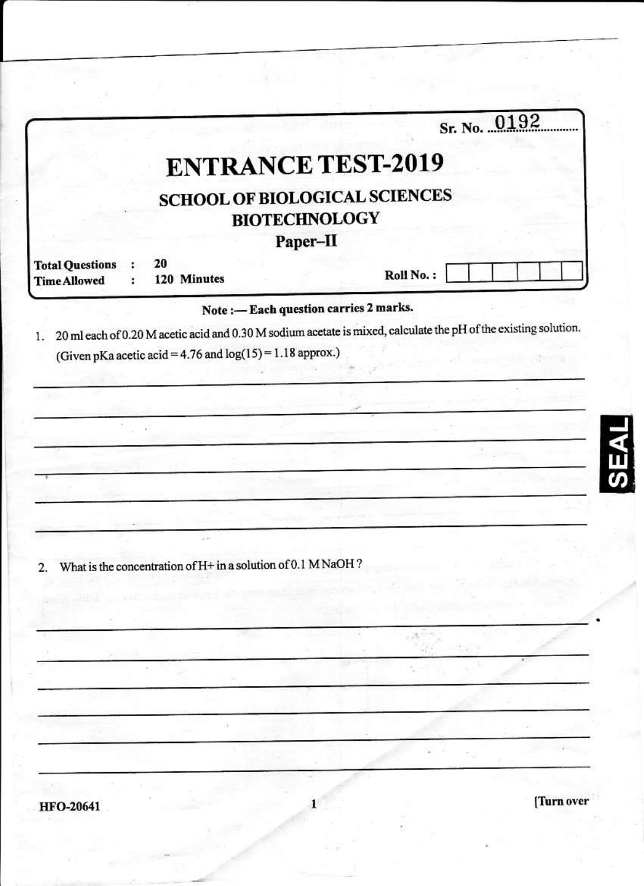Sr. No. 0192

# ENTRANCE TEST-2019

## SCHOOL OF BIOLOGICAL SCIENCES

## BIOTECHNOLOGY

### Paper–II

**Total Questions : 20**

**Time Allowed : 120 Minutes**

**Roll No. :**

**Note :— Each question carries 2 marks.**

1. 20 ml each of 0.20 M acetic acid and 0.30 M sodium acetate is mixed, calculate the pH of the existing solution. (Given pKa acetic acid = 4.76 and log(15) = 1.18 approx.)

2. What is the concentration of H+ in a solution of 0.1 M NaOH ?

HFO-20641

[Turn over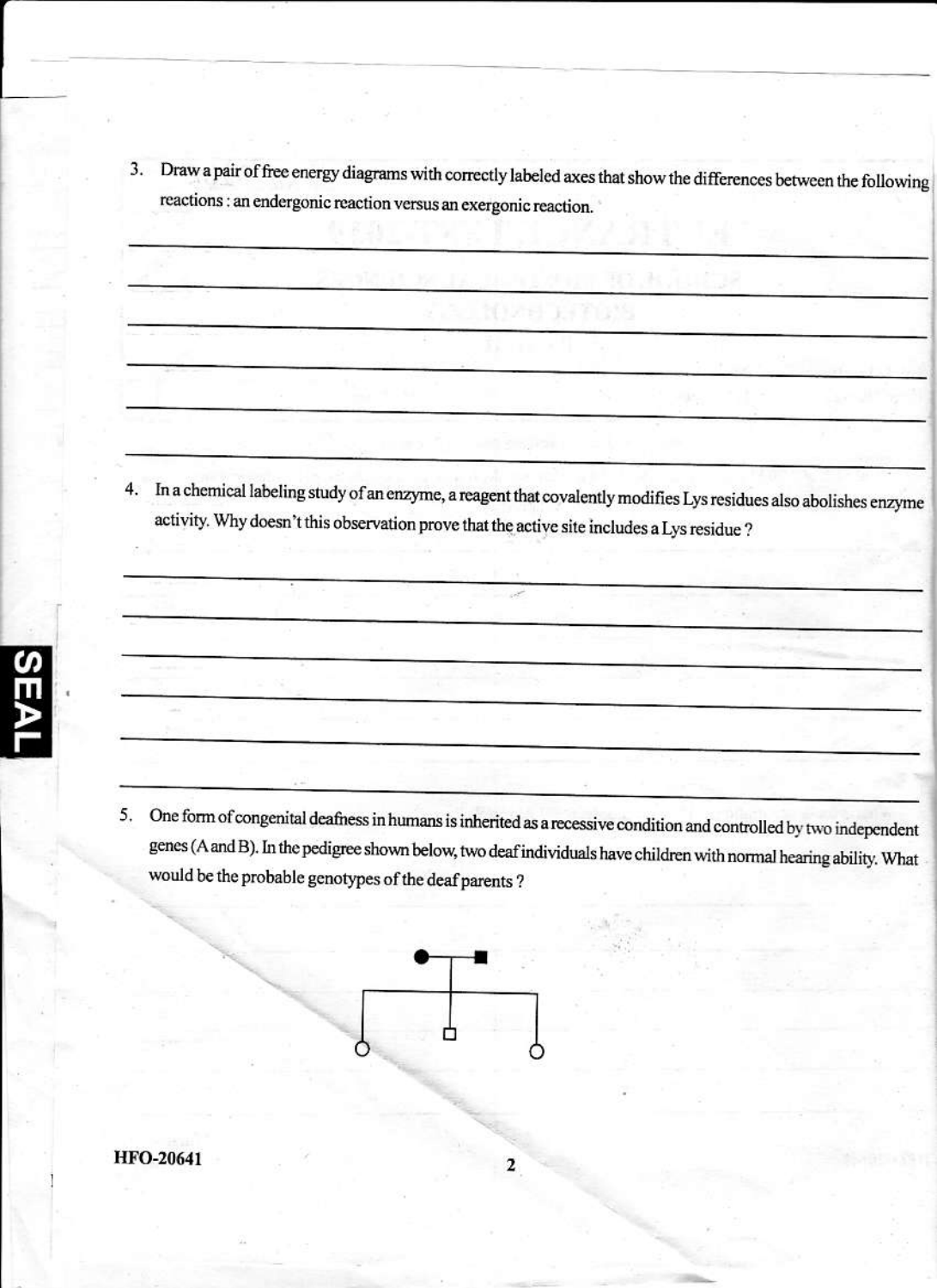3. Draw a pair of free energy diagrams with correctly labeled axes that show the differences between the following reactions : an endergonic reaction versus an exergonic reaction.

4. In a chemical labeling study of an enzyme, a reagent that covalently modifies Lys residues also abolishes enzyme activity. Why doesn't this observation prove that the active site includes a Lys residue ?

5. One form of congenital deafness in humans is inherited as a recessive condition and controlled by two independent genes (A and B). In the pedigree shown below, two deaf individuals have children with normal hearing ability. What would be the probable genotypes of the deaf parents ?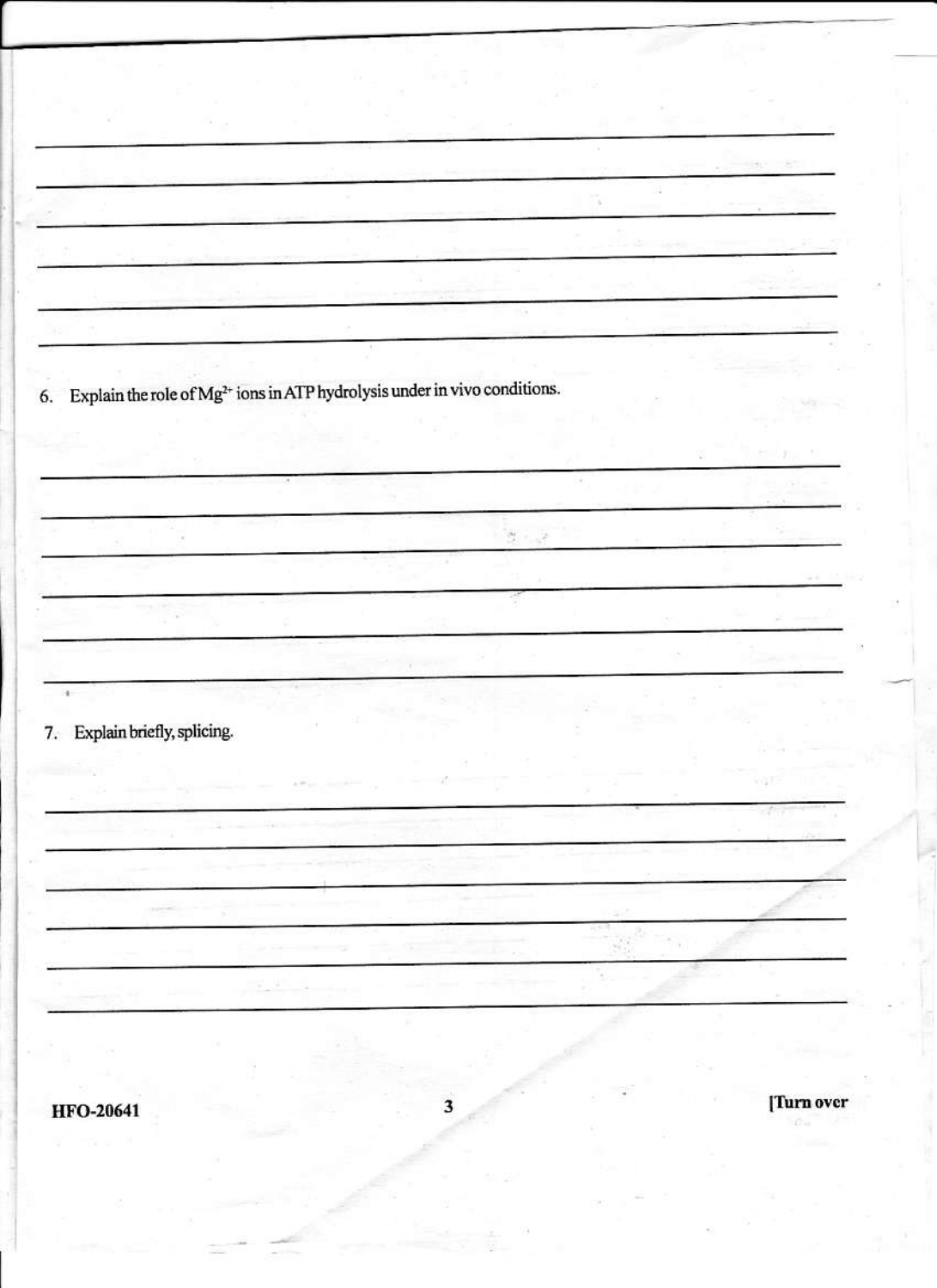6. Explain the role of $Mg^{2+}$ ions in ATP hydrolysis under in vivo conditions.

7. Explain briefly, splicing.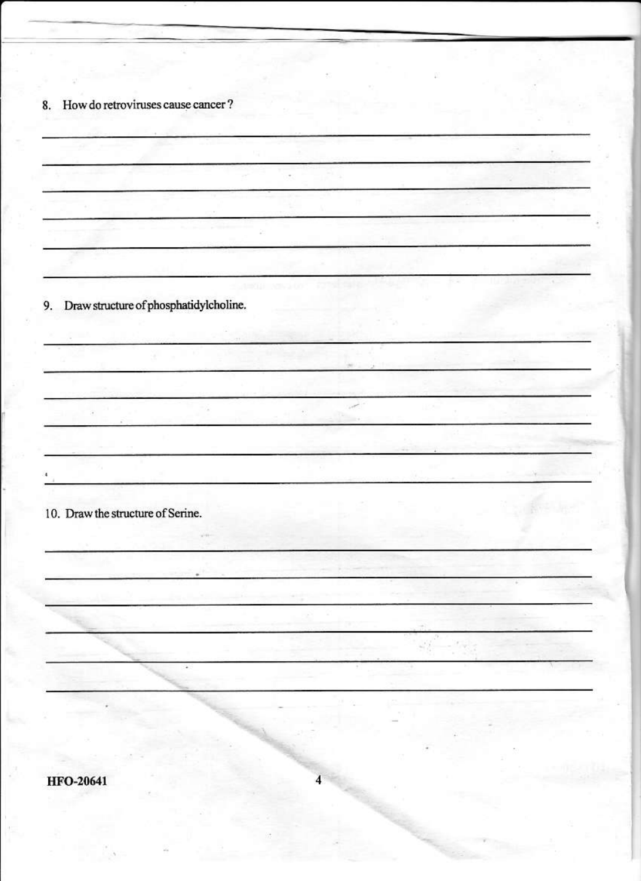8. How do retroviruses cause cancer?

9. Draw structure of phosphatidylcholine.

10. Draw the structure of Serine.

HFO-20641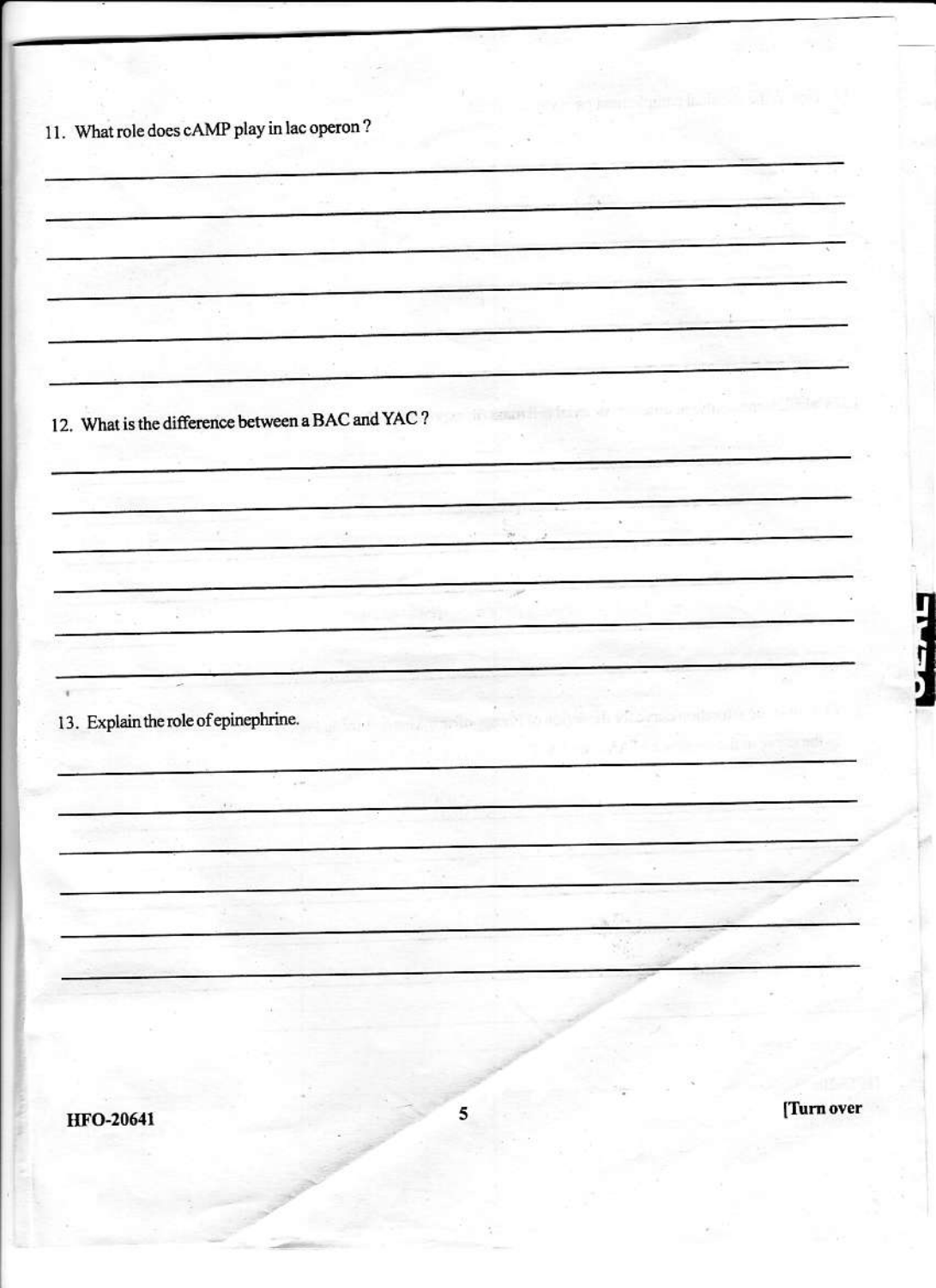11. What role does cAMP play in lac operon ?

12. What is the difference between a BAC and YAC ?

13. Explain the role of epinephrine.

HFO-20641

[Turn over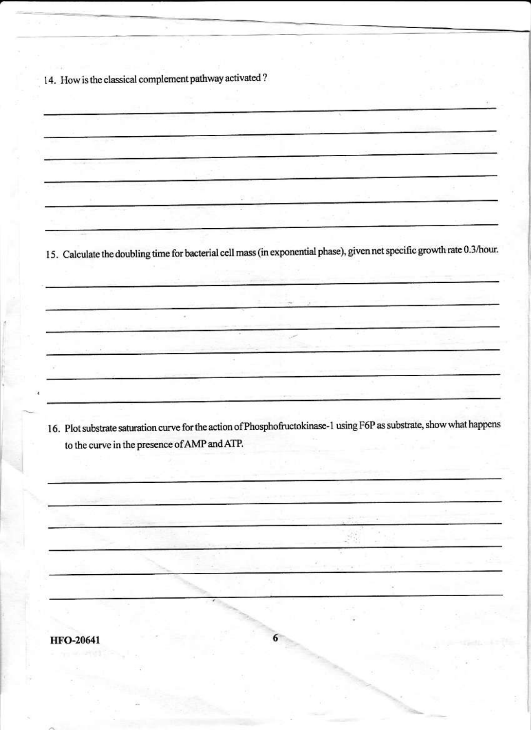14. How is the classical complement pathway activated ?

15. Calculate the doubling time for bacterial cell mass (in exponential phase), given net specific growth rate 0.3/hour.

16. Plot substrate saturation curve for the action of Phosphofructokinase-1 using F6P as substrate, show what happens to the curve in the presence of AMP and ATP.

HFO-20641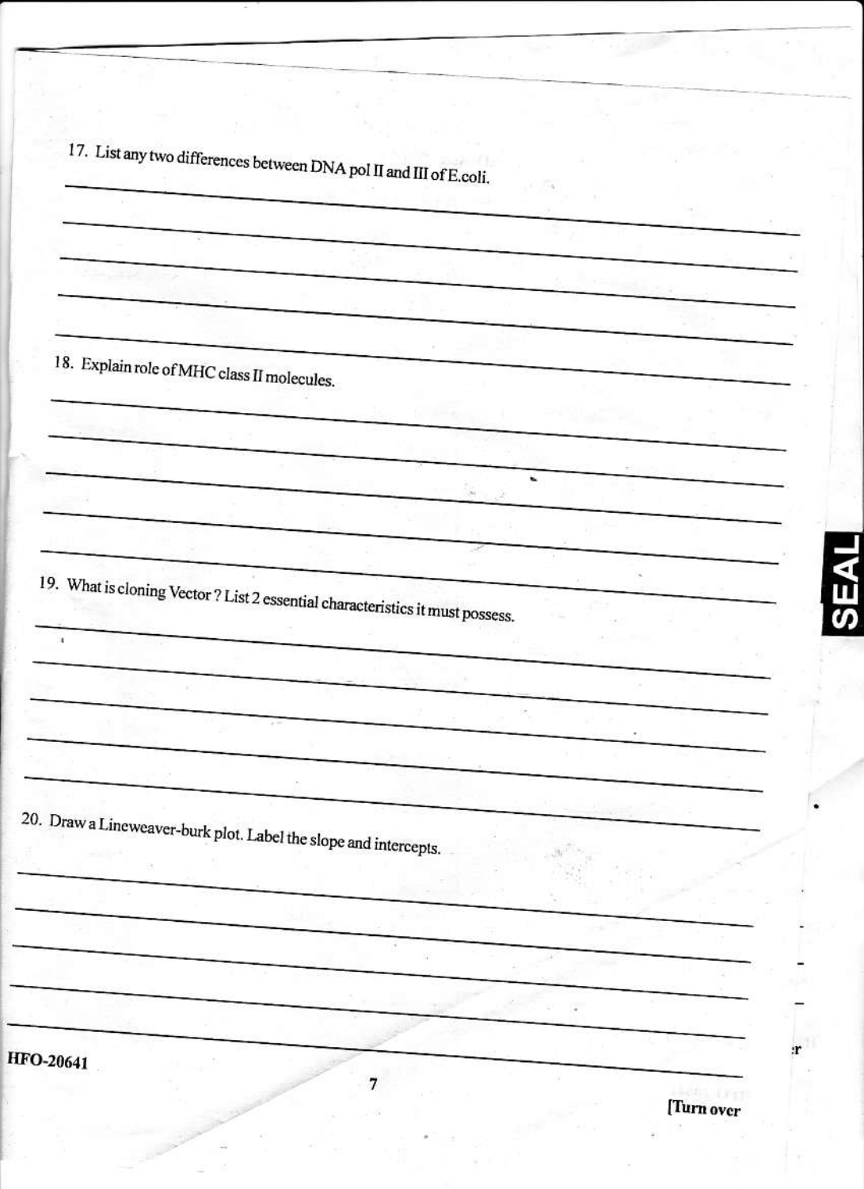17. List any two differences between DNA pol II and III of E.coli.

18. Explain role of MHC class II molecules.

19. What is cloning Vector ? List 2 essential characteristics it must possess.

20. Draw a Lineweaver-burk plot. Label the slope and intercepts.

HFO-20641

[Turn over